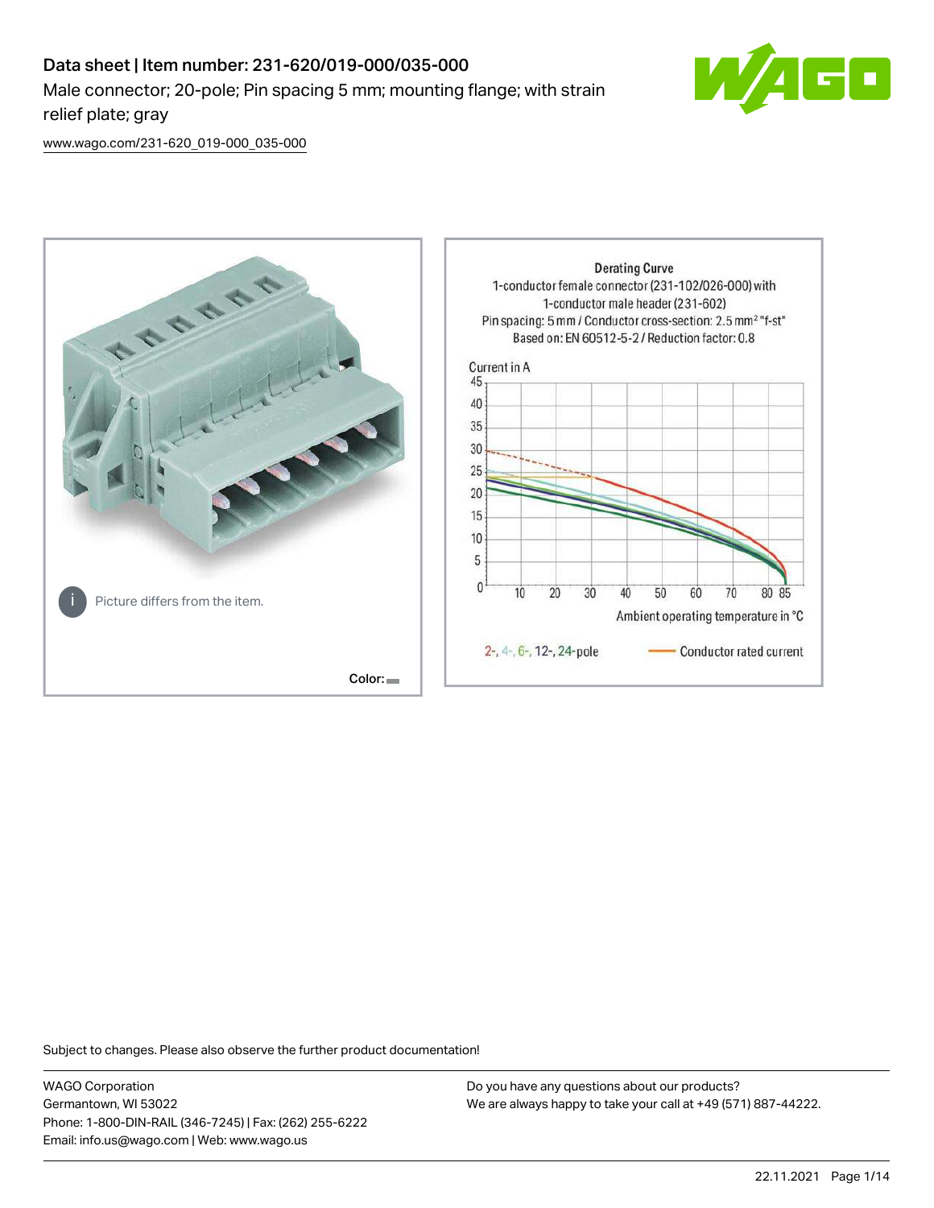# Data sheet | Item number: 231-620/019-000/035-000

Male connector; 20-pole; Pin spacing 5 mm; mounting flange; with strain relief plate; gray

www.wago.com/231-620_019-000_035-000

Picture differs from the item.

Color:

Derating Curve
1-conductor female connector (231-102/026-000) with 1-conductor male header (231-602)
Pin spacing: 5 mm / Conductor cross-section: 2.5 mm² "f-st"
Based on: EN 60512-5-2 / Reduction factor: 0.8

Current in A

Ambient operating temperature in °C

2-, 4-, 6-, 12-, 24-pole — Conductor rated current

Subject to changes. Please also observe the further product documentation!

WAGO Corporation
Germantown, WI 53022
Phone: 1-800-DIN-RAIL (346-7245) | Fax: (262) 255-6222
Email: info.us@wago.com | Web: www.wago.us

Do you have any questions about our products?
We are always happy to take your call at +49 (571) 887-44222.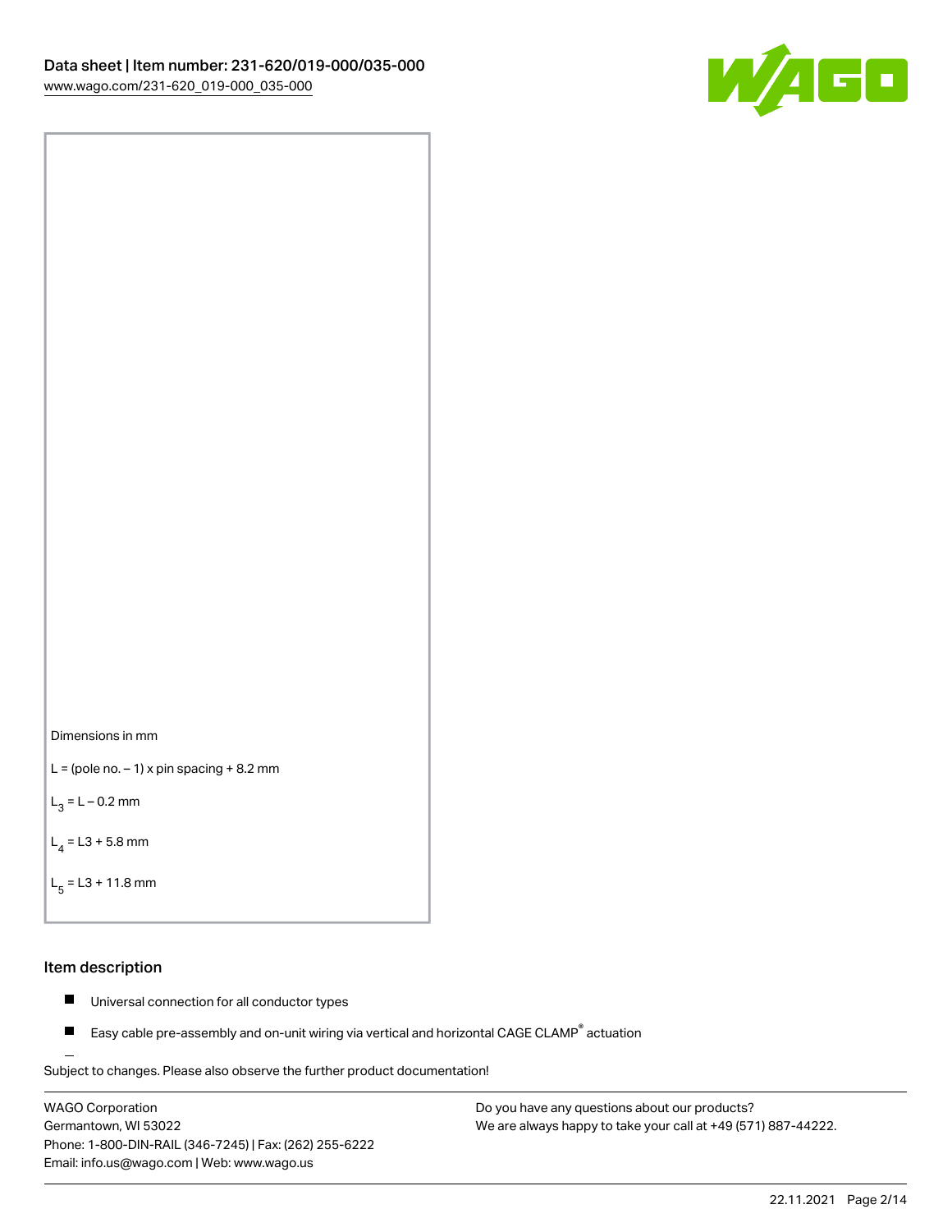Dimensions in mm

L = (pole no. – 1) x pin spacing + 8.2 mm

$L_3$ = L – 0.2 mm

$L_4$ = L3 + 5.8 mm

$L_5$ = L3 + 11.8 mm

## Item description

- Universal connection for all conductor types
- Easy cable pre-assembly and on-unit wiring via vertical and horizontal CAGE CLAMP® actuation

Subject to changes. Please also observe the further product documentation!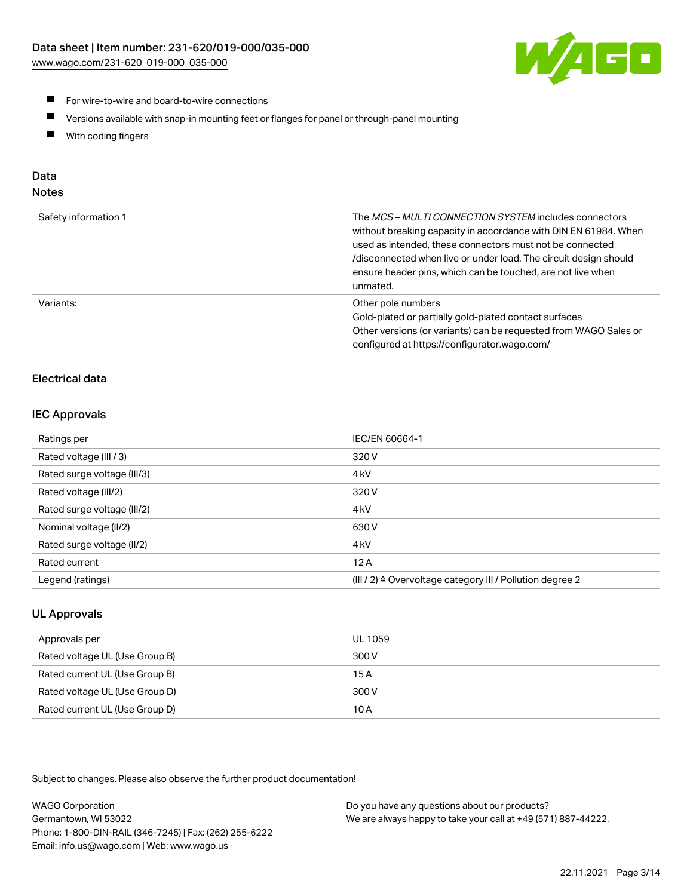- For wire-to-wire and board-to-wire connections
- Versions available with snap-in mounting feet or flanges for panel or through-panel mounting
- With coding fingers

## Data
### Notes

| | |
|---|---|
| Safety information 1 | The *MCS – MULTI CONNECTION SYSTEM* includes connectors without breaking capacity in accordance with DIN EN 61984. When used as intended, these connectors must not be connected /disconnected when live or under load. The circuit design should ensure header pins, which can be touched, are not live when unmated. |
| Variants: | Other pole numbers<br>Gold-plated or partially gold-plated contact surfaces<br>Other versions (or variants) can be requested from WAGO Sales or configured at https://configurator.wago.com/ |

### Electrical data

#### IEC Approvals

| | |
|---|---|
| Ratings per | IEC/EN 60664-1 |
| Rated voltage (III / 3) | 320 V |
| Rated surge voltage (III/3) | 4 kV |
| Rated voltage (III/2) | 320 V |
| Rated surge voltage (III/2) | 4 kV |
| Nominal voltage (II/2) | 630 V |
| Rated surge voltage (II/2) | 4 kV |
| Rated current | 12 A |
| Legend (ratings) | (III / 2) ≙ Overvoltage category III / Pollution degree 2 |

#### UL Approvals

| | |
|---|---|
| Approvals per | UL 1059 |
| Rated voltage UL (Use Group B) | 300 V |
| Rated current UL (Use Group B) | 15 A |
| Rated voltage UL (Use Group D) | 300 V |
| Rated current UL (Use Group D) | 10 A |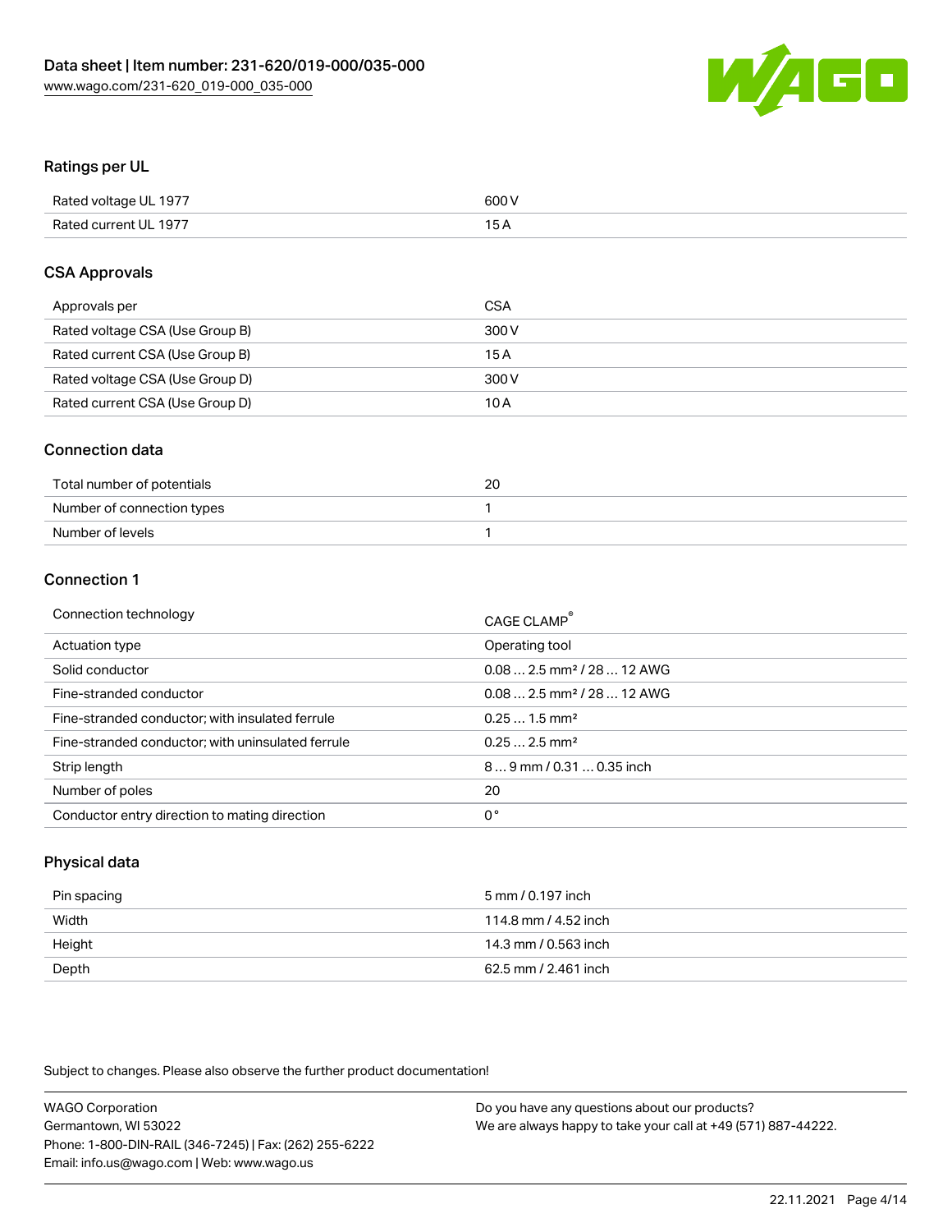## Ratings per UL

| | |
|---|---|
| Rated voltage UL 1977 | 600 V |
| Rated current UL 1977 | 15 A |

## CSA Approvals

| | |
|---|---|
| Approvals per | CSA |
| Rated voltage CSA (Use Group B) | 300 V |
| Rated current CSA (Use Group B) | 15 A |
| Rated voltage CSA (Use Group D) | 300 V |
| Rated current CSA (Use Group D) | 10 A |

## Connection data

| | |
|---|---|
| Total number of potentials | 20 |
| Number of connection types | 1 |
| Number of levels | 1 |

## Connection 1

| | |
|---|---|
| Connection technology | CAGE CLAMP® |
| Actuation type | Operating tool |
| Solid conductor | 0.08 … 2.5 mm² / 28 … 12 AWG |
| Fine-stranded conductor | 0.08 … 2.5 mm² / 28 … 12 AWG |
| Fine-stranded conductor; with insulated ferrule | 0.25 … 1.5 mm² |
| Fine-stranded conductor; with uninsulated ferrule | 0.25 … 2.5 mm² |
| Strip length | 8 … 9 mm / 0.31 … 0.35 inch |
| Number of poles | 20 |
| Conductor entry direction to mating direction | 0 ° |

## Physical data

| | |
|---|---|
| Pin spacing | 5 mm / 0.197 inch |
| Width | 114.8 mm / 4.52 inch |
| Height | 14.3 mm / 0.563 inch |
| Depth | 62.5 mm / 2.461 inch |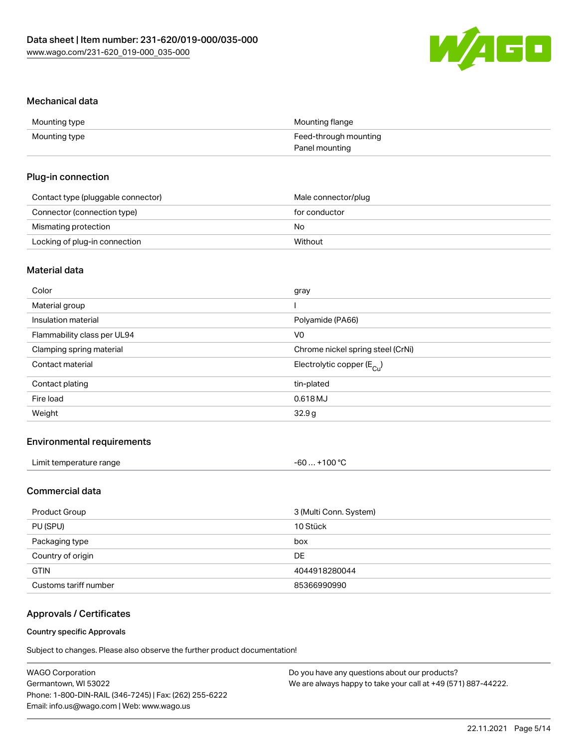## Mechanical data

| | |
|---|---|
| Mounting type | Mounting flange |
| Mounting type | Feed-through mounting<br>Panel mounting |

## Plug-in connection

| | |
|---|---|
| Contact type (pluggable connector) | Male connector/plug |
| Connector (connection type) | for conductor |
| Mismating protection | No |
| Locking of plug-in connection | Without |

## Material data

| | |
|---|---|
| Color | gray |
| Material group | I |
| Insulation material | Polyamide (PA66) |
| Flammability class per UL94 | V0 |
| Clamping spring material | Chrome nickel spring steel (CrNi) |
| Contact material | Electrolytic copper ($E_{Cu}$) |
| Contact plating | tin-plated |
| Fire load | 0.618 MJ |
| Weight | 32.9 g |

## Environmental requirements

| | |
|---|---|
| Limit temperature range | -60 … +100 °C |

## Commercial data

| | |
|---|---|
| Product Group | 3 (Multi Conn. System) |
| PU (SPU) | 10 Stück |
| Packaging type | box |
| Country of origin | DE |
| GTIN | 4044918280044 |
| Customs tariff number | 85366990990 |

## Approvals / Certificates

### Country specific Approvals

Subject to changes. Please also observe the further product documentation!

WAGO Corporation
Germantown, WI 53022
Phone: 1-800-DIN-RAIL (346-7245) | Fax: (262) 255-6222
Email: info.us@wago.com | Web: www.wago.us

Do you have any questions about our products?
We are always happy to take your call at +49 (571) 887-44222.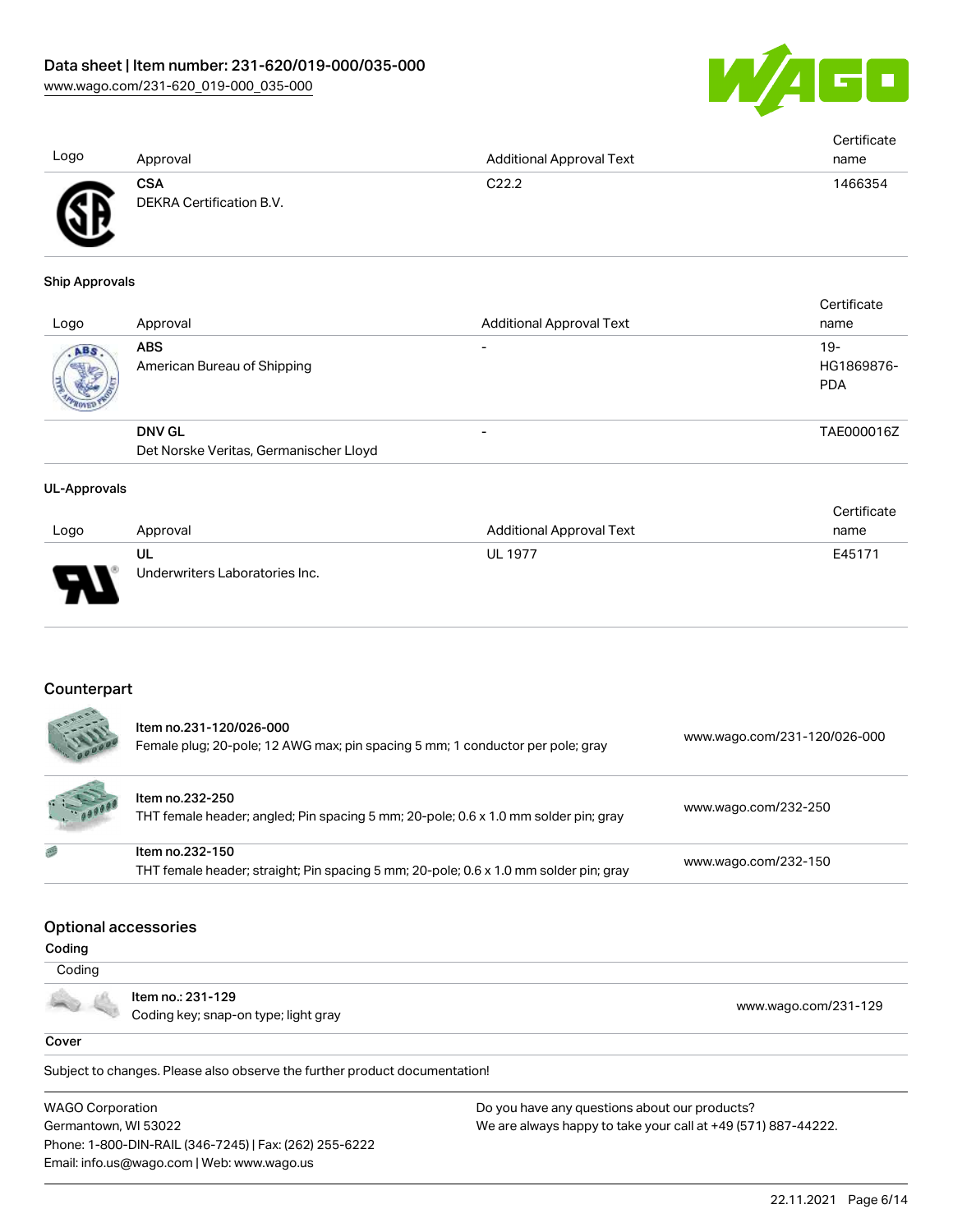| Logo | Approval | Additional Approval Text | Certificate name |
|---|---|---|---|
| | **CSA** DEKRA Certification B.V. | C22.2 | 1466354 |

**Ship Approvals**

| Logo | Approval | Additional Approval Text | Certificate name |
|---|---|---|---|
| | **ABS** American Bureau of Shipping | - | 19-HG1869876-PDA |
| | **DNV GL** Det Norske Veritas, Germanischer Lloyd | - | TAE000016Z |

**UL-Approvals**

| Logo | Approval | Additional Approval Text | Certificate name |
|---|---|---|---|
| | **UL** Underwriters Laboratories Inc. | UL 1977 | E45171 |

## Counterpart

| | | |
|---|---|---|
| | Item no.231-120/026-000<br>Female plug; 20-pole; 12 AWG max; pin spacing 5 mm; 1 conductor per pole; gray | www.wago.com/231-120/026-000 |
| | Item no.232-250<br>THT female header; angled; Pin spacing 5 mm; 20-pole; 0.6 x 1.0 mm solder pin; gray | www.wago.com/232-250 |
| | Item no.232-150<br>THT female header; straight; Pin spacing 5 mm; 20-pole; 0.6 x 1.0 mm solder pin; gray | www.wago.com/232-150 |

## Optional accessories

**Coding**

Coding

| | | |
|---|---|---|
| | Item no.: 231-129<br>Coding key; snap-on type; light gray | www.wago.com/231-129 |

**Cover**

Subject to changes. Please also observe the further product documentation!

WAGO Corporation
Germantown, WI 53022
Phone: 1-800-DIN-RAIL (346-7245) | Fax: (262) 255-6222
Email: info.us@wago.com | Web: www.wago.us

Do you have any questions about our products?
We are always happy to take your call at +49 (571) 887-44222.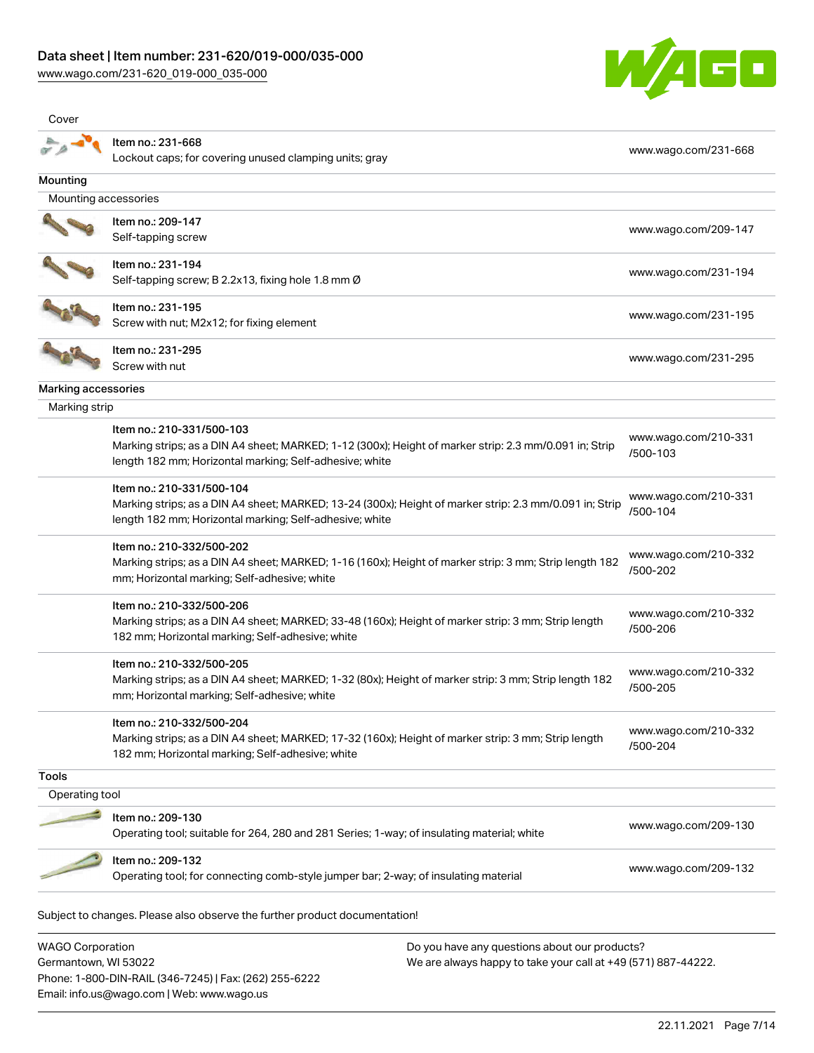Cover

| Item | Link |
|---|---|
| Item no.: 231-668<br>Lockout caps; for covering unused clamping units; gray | www.wago.com/231-668 |

## Mounting

Mounting accessories

| Item | Link |
|---|---|
| Item no.: 209-147<br>Self-tapping screw | www.wago.com/209-147 |
| Item no.: 231-194<br>Self-tapping screw; B 2.2x13, fixing hole 1.8 mm Ø | www.wago.com/231-194 |
| Item no.: 231-195<br>Screw with nut; M2x12; for fixing element | www.wago.com/231-195 |
| Item no.: 231-295<br>Screw with nut | www.wago.com/231-295 |

## Marking accessories

Marking strip

| Item | Link |
|---|---|
| Item no.: 210-331/500-103<br>Marking strips; as a DIN A4 sheet; MARKED; 1-12 (300x); Height of marker strip: 2.3 mm/0.091 in; Strip length 182 mm; Horizontal marking; Self-adhesive; white | www.wago.com/210-331/500-103 |
| Item no.: 210-331/500-104<br>Marking strips; as a DIN A4 sheet; MARKED; 13-24 (300x); Height of marker strip: 2.3 mm/0.091 in; Strip length 182 mm; Horizontal marking; Self-adhesive; white | www.wago.com/210-331/500-104 |
| Item no.: 210-332/500-202<br>Marking strips; as a DIN A4 sheet; MARKED; 1-16 (160x); Height of marker strip: 3 mm; Strip length 182 mm; Horizontal marking; Self-adhesive; white | www.wago.com/210-332/500-202 |
| Item no.: 210-332/500-206<br>Marking strips; as a DIN A4 sheet; MARKED; 33-48 (160x); Height of marker strip: 3 mm; Strip length 182 mm; Horizontal marking; Self-adhesive; white | www.wago.com/210-332/500-206 |
| Item no.: 210-332/500-205<br>Marking strips; as a DIN A4 sheet; MARKED; 1-32 (80x); Height of marker strip: 3 mm; Strip length 182 mm; Horizontal marking; Self-adhesive; white | www.wago.com/210-332/500-205 |
| Item no.: 210-332/500-204<br>Marking strips; as a DIN A4 sheet; MARKED; 17-32 (160x); Height of marker strip: 3 mm; Strip length 182 mm; Horizontal marking; Self-adhesive; white | www.wago.com/210-332/500-204 |

## Tools

Operating tool

| Item | Link |
|---|---|
| Item no.: 209-130<br>Operating tool; suitable for 264, 280 and 281 Series; 1-way; of insulating material; white | www.wago.com/209-130 |
| Item no.: 209-132<br>Operating tool; for connecting comb-style jumper bar; 2-way; of insulating material | www.wago.com/209-132 |

Subject to changes. Please also observe the further product documentation!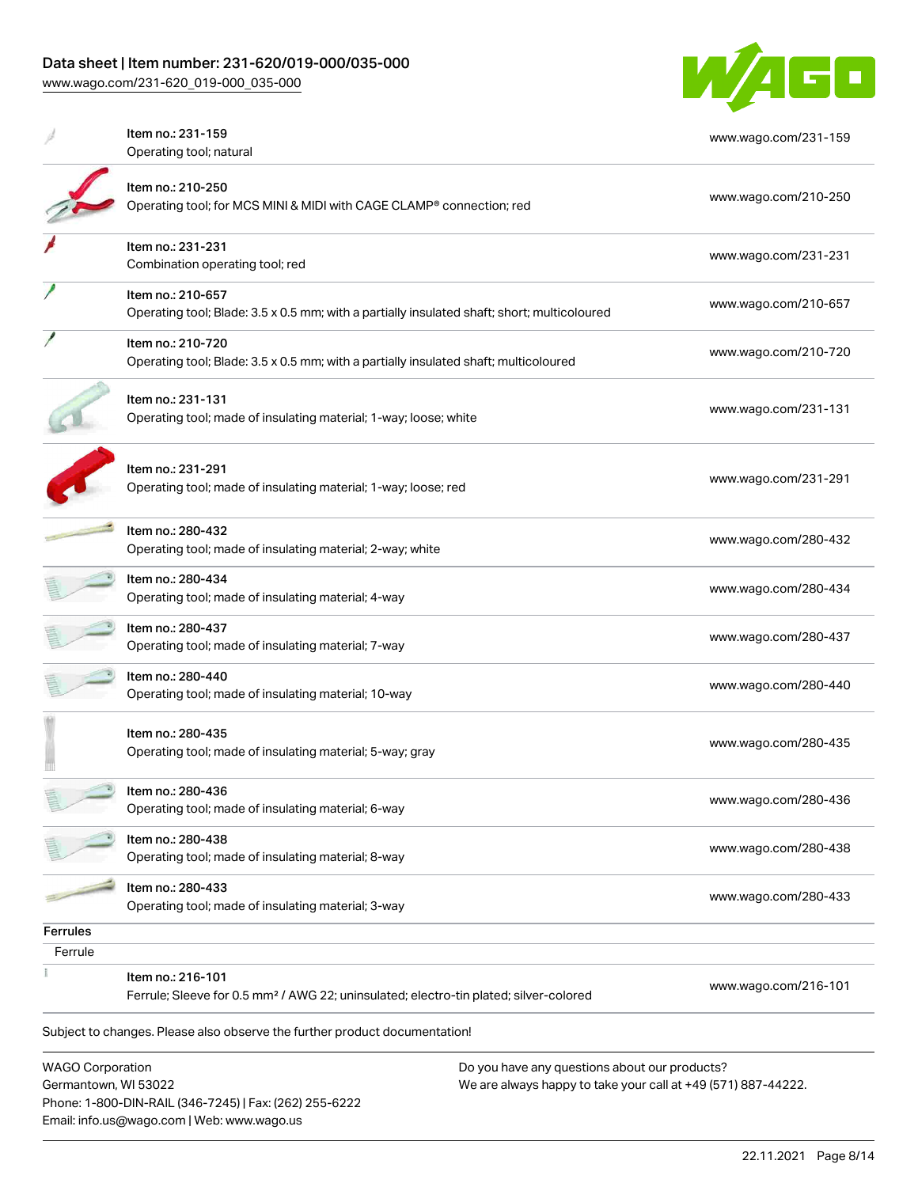| Item | URL |
| --- | --- |
| Item no.: 231-159<br>Operating tool; natural | www.wago.com/231-159 |
| Item no.: 210-250<br>Operating tool; for MCS MINI & MIDI with CAGE CLAMP® connection; red | www.wago.com/210-250 |
| Item no.: 231-231<br>Combination operating tool; red | www.wago.com/231-231 |
| Item no.: 210-657<br>Operating tool; Blade: 3.5 x 0.5 mm; with a partially insulated shaft; short; multicoloured | www.wago.com/210-657 |
| Item no.: 210-720<br>Operating tool; Blade: 3.5 x 0.5 mm; with a partially insulated shaft; multicoloured | www.wago.com/210-720 |
| Item no.: 231-131<br>Operating tool; made of insulating material; 1-way; loose; white | www.wago.com/231-131 |
| Item no.: 231-291<br>Operating tool; made of insulating material; 1-way; loose; red | www.wago.com/231-291 |
| Item no.: 280-432<br>Operating tool; made of insulating material; 2-way; white | www.wago.com/280-432 |
| Item no.: 280-434<br>Operating tool; made of insulating material; 4-way | www.wago.com/280-434 |
| Item no.: 280-437<br>Operating tool; made of insulating material; 7-way | www.wago.com/280-437 |
| Item no.: 280-440<br>Operating tool; made of insulating material; 10-way | www.wago.com/280-440 |
| Item no.: 280-435<br>Operating tool; made of insulating material; 5-way; gray | www.wago.com/280-435 |
| Item no.: 280-436<br>Operating tool; made of insulating material; 6-way | www.wago.com/280-436 |
| Item no.: 280-438<br>Operating tool; made of insulating material; 8-way | www.wago.com/280-438 |
| Item no.: 280-433<br>Operating tool; made of insulating material; 3-way | www.wago.com/280-433 |

**Ferrules**

Ferrule

| Item | URL |
| --- | --- |
| Item no.: 216-101<br>Ferrule; Sleeve for 0.5 mm² / AWG 22; uninsulated; electro-tin plated; silver-colored | www.wago.com/216-101 |

Subject to changes. Please also observe the further product documentation!

WAGO Corporation
Germantown, WI 53022
Phone: 1-800-DIN-RAIL (346-7245) | Fax: (262) 255-6222
Email: info.us@wago.com | Web: www.wago.us

Do you have any questions about our products?
We are always happy to take your call at +49 (571) 887-44222.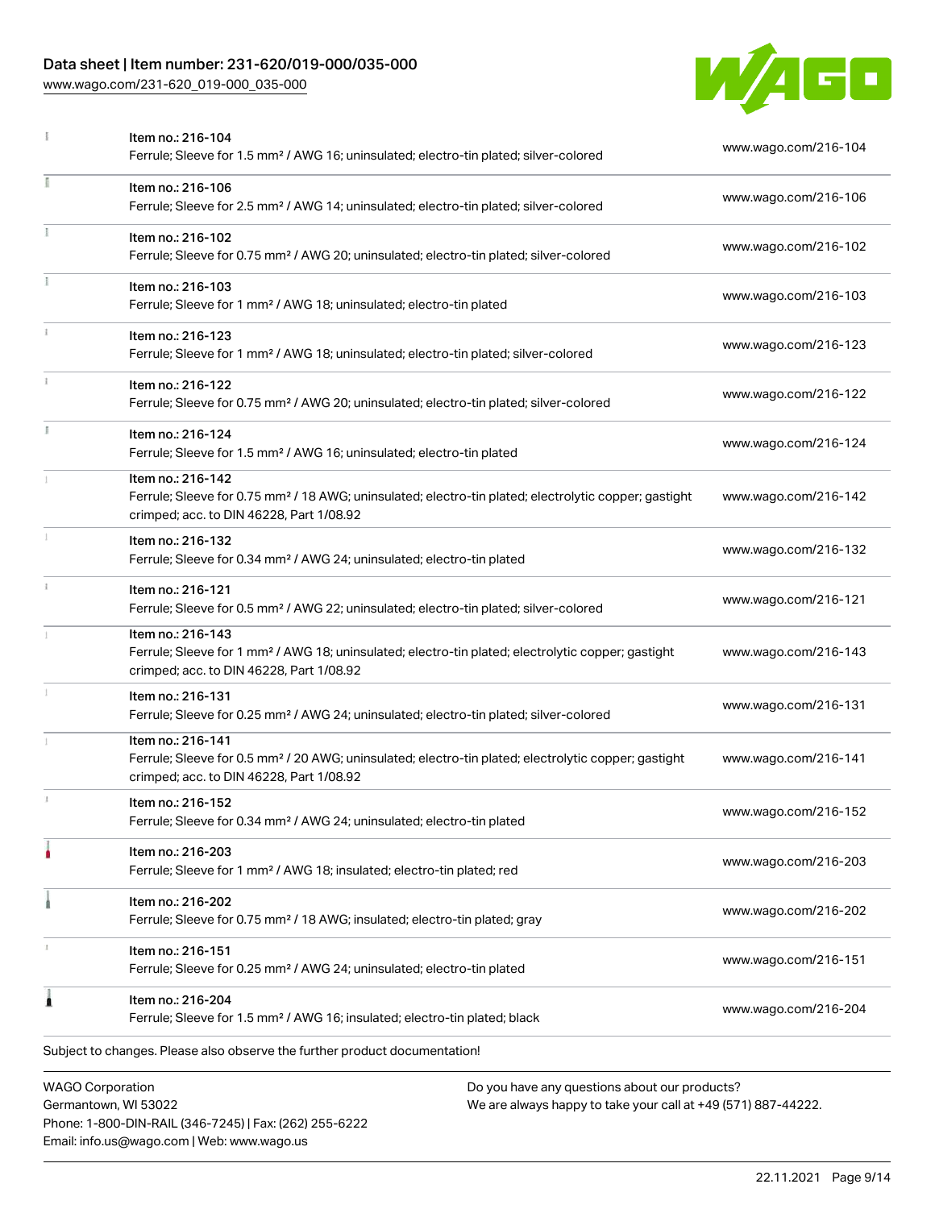| Item | Description | Link |
| --- | --- | --- |
| Item no.: 216-104 | Ferrule; Sleeve for 1.5 mm² / AWG 16; uninsulated; electro-tin plated; silver-colored | www.wago.com/216-104 |
| Item no.: 216-106 | Ferrule; Sleeve for 2.5 mm² / AWG 14; uninsulated; electro-tin plated; silver-colored | www.wago.com/216-106 |
| Item no.: 216-102 | Ferrule; Sleeve for 0.75 mm² / AWG 20; uninsulated; electro-tin plated; silver-colored | www.wago.com/216-102 |
| Item no.: 216-103 | Ferrule; Sleeve for 1 mm² / AWG 18; uninsulated; electro-tin plated | www.wago.com/216-103 |
| Item no.: 216-123 | Ferrule; Sleeve for 1 mm² / AWG 18; uninsulated; electro-tin plated; silver-colored | www.wago.com/216-123 |
| Item no.: 216-122 | Ferrule; Sleeve for 0.75 mm² / AWG 20; uninsulated; electro-tin plated; silver-colored | www.wago.com/216-122 |
| Item no.: 216-124 | Ferrule; Sleeve for 1.5 mm² / AWG 16; uninsulated; electro-tin plated | www.wago.com/216-124 |
| Item no.: 216-142 | Ferrule; Sleeve for 0.75 mm² / 18 AWG; uninsulated; electro-tin plated; electrolytic copper; gastight crimped; acc. to DIN 46228, Part 1/08.92 | www.wago.com/216-142 |
| Item no.: 216-132 | Ferrule; Sleeve for 0.34 mm² / AWG 24; uninsulated; electro-tin plated | www.wago.com/216-132 |
| Item no.: 216-121 | Ferrule; Sleeve for 0.5 mm² / AWG 22; uninsulated; electro-tin plated; silver-colored | www.wago.com/216-121 |
| Item no.: 216-143 | Ferrule; Sleeve for 1 mm² / AWG 18; uninsulated; electro-tin plated; electrolytic copper; gastight crimped; acc. to DIN 46228, Part 1/08.92 | www.wago.com/216-143 |
| Item no.: 216-131 | Ferrule; Sleeve for 0.25 mm² / AWG 24; uninsulated; electro-tin plated; silver-colored | www.wago.com/216-131 |
| Item no.: 216-141 | Ferrule; Sleeve for 0.5 mm² / 20 AWG; uninsulated; electro-tin plated; electrolytic copper; gastight crimped; acc. to DIN 46228, Part 1/08.92 | www.wago.com/216-141 |
| Item no.: 216-152 | Ferrule; Sleeve for 0.34 mm² / AWG 24; uninsulated; electro-tin plated | www.wago.com/216-152 |
| Item no.: 216-203 | Ferrule; Sleeve for 1 mm² / AWG 18; insulated; electro-tin plated; red | www.wago.com/216-203 |
| Item no.: 216-202 | Ferrule; Sleeve for 0.75 mm² / 18 AWG; insulated; electro-tin plated; gray | www.wago.com/216-202 |
| Item no.: 216-151 | Ferrule; Sleeve for 0.25 mm² / AWG 24; uninsulated; electro-tin plated | www.wago.com/216-151 |
| Item no.: 216-204 | Ferrule; Sleeve for 1.5 mm² / AWG 16; insulated; electro-tin plated; black | www.wago.com/216-204 |

Subject to changes. Please also observe the further product documentation!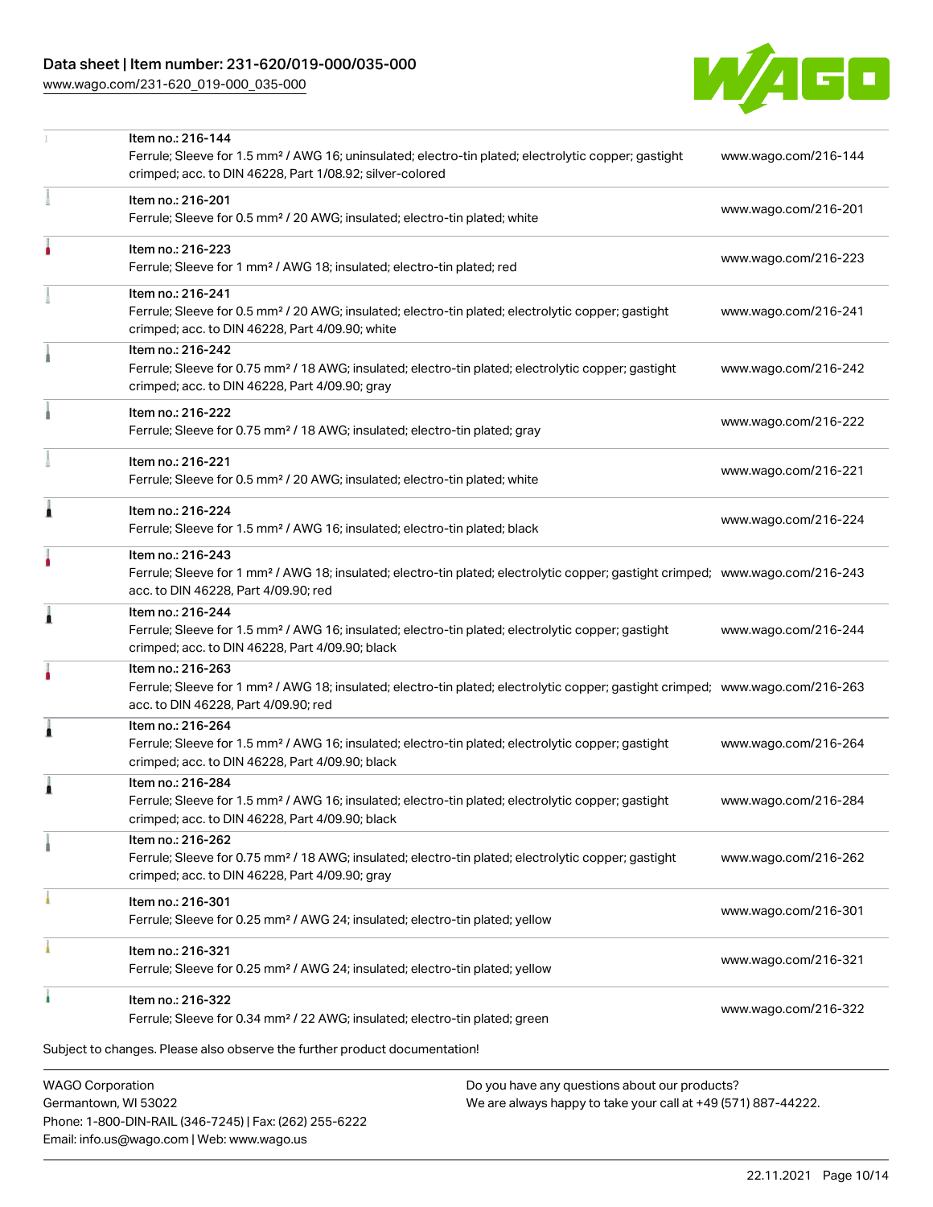| | | |
|---|---|---|
| | Item no.: 216-144<br>Ferrule; Sleeve for 1.5 mm² / AWG 16; uninsulated; electro-tin plated; electrolytic copper; gastight crimped; acc. to DIN 46228, Part 1/08.92; silver-colored | www.wago.com/216-144 |
| | Item no.: 216-201<br>Ferrule; Sleeve for 0.5 mm² / 20 AWG; insulated; electro-tin plated; white | www.wago.com/216-201 |
| | Item no.: 216-223<br>Ferrule; Sleeve for 1 mm² / AWG 18; insulated; electro-tin plated; red | www.wago.com/216-223 |
| | Item no.: 216-241<br>Ferrule; Sleeve for 0.5 mm² / 20 AWG; insulated; electro-tin plated; electrolytic copper; gastight crimped; acc. to DIN 46228, Part 4/09.90; white | www.wago.com/216-241 |
| | Item no.: 216-242<br>Ferrule; Sleeve for 0.75 mm² / 18 AWG; insulated; electro-tin plated; electrolytic copper; gastight crimped; acc. to DIN 46228, Part 4/09.90; gray | www.wago.com/216-242 |
| | Item no.: 216-222<br>Ferrule; Sleeve for 0.75 mm² / 18 AWG; insulated; electro-tin plated; gray | www.wago.com/216-222 |
| | Item no.: 216-221<br>Ferrule; Sleeve for 0.5 mm² / 20 AWG; insulated; electro-tin plated; white | www.wago.com/216-221 |
| | Item no.: 216-224<br>Ferrule; Sleeve for 1.5 mm² / AWG 16; insulated; electro-tin plated; black | www.wago.com/216-224 |
| | Item no.: 216-243<br>Ferrule; Sleeve for 1 mm² / AWG 18; insulated; electro-tin plated; electrolytic copper; gastight crimped; acc. to DIN 46228, Part 4/09.90; red | www.wago.com/216-243 |
| | Item no.: 216-244<br>Ferrule; Sleeve for 1.5 mm² / AWG 16; insulated; electro-tin plated; electrolytic copper; gastight crimped; acc. to DIN 46228, Part 4/09.90; black | www.wago.com/216-244 |
| | Item no.: 216-263<br>Ferrule; Sleeve for 1 mm² / AWG 18; insulated; electro-tin plated; electrolytic copper; gastight crimped; acc. to DIN 46228, Part 4/09.90; red | www.wago.com/216-263 |
| | Item no.: 216-264<br>Ferrule; Sleeve for 1.5 mm² / AWG 16; insulated; electro-tin plated; electrolytic copper; gastight crimped; acc. to DIN 46228, Part 4/09.90; black | www.wago.com/216-264 |
| | Item no.: 216-284<br>Ferrule; Sleeve for 1.5 mm² / AWG 16; insulated; electro-tin plated; electrolytic copper; gastight crimped; acc. to DIN 46228, Part 4/09.90; black | www.wago.com/216-284 |
| | Item no.: 216-262<br>Ferrule; Sleeve for 0.75 mm² / 18 AWG; insulated; electro-tin plated; electrolytic copper; gastight crimped; acc. to DIN 46228, Part 4/09.90; gray | www.wago.com/216-262 |
| | Item no.: 216-301<br>Ferrule; Sleeve for 0.25 mm² / AWG 24; insulated; electro-tin plated; yellow | www.wago.com/216-301 |
| | Item no.: 216-321<br>Ferrule; Sleeve for 0.25 mm² / AWG 24; insulated; electro-tin plated; yellow | www.wago.com/216-321 |
| | Item no.: 216-322<br>Ferrule; Sleeve for 0.34 mm² / 22 AWG; insulated; electro-tin plated; green | www.wago.com/216-322 |

Subject to changes. Please also observe the further product documentation!

WAGO Corporation
Germantown, WI 53022
Phone: 1-800-DIN-RAIL (346-7245) | Fax: (262) 255-6222
Email: info.us@wago.com | Web: www.wago.us

Do you have any questions about our products?
We are always happy to take your call at +49 (571) 887-44222.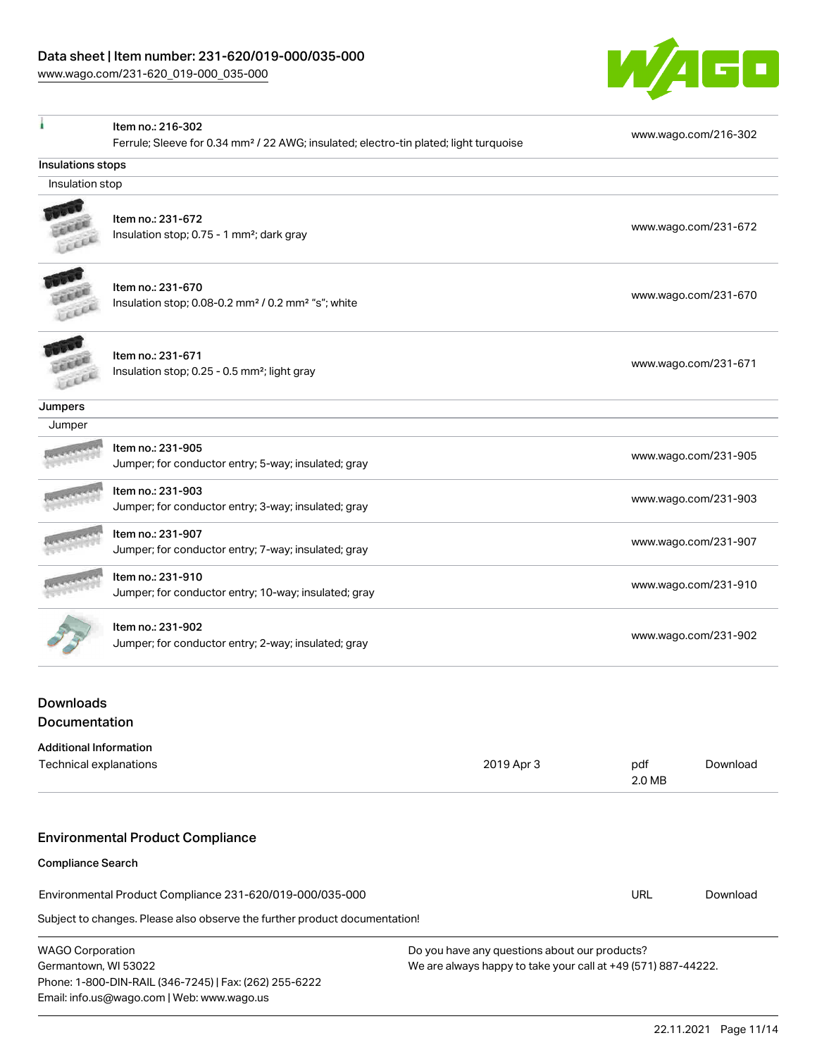| | | |
|---|---|---|
| | Item no.: 216-302<br>Ferrule; Sleeve for 0.34 mm² / 22 AWG; insulated; electro-tin plated; light turquoise | www.wago.com/216-302 |

**Insulations stops**

Insulation stop

| | | |
|---|---|---|
| | Item no.: 231-672<br>Insulation stop; 0.75 - 1 mm²; dark gray | www.wago.com/231-672 |
| | Item no.: 231-670<br>Insulation stop; 0.08-0.2 mm² / 0.2 mm² "s"; white | www.wago.com/231-670 |
| | Item no.: 231-671<br>Insulation stop; 0.25 - 0.5 mm²; light gray | www.wago.com/231-671 |

**Jumpers**

Jumper

| | | |
|---|---|---|
| | Item no.: 231-905<br>Jumper; for conductor entry; 5-way; insulated; gray | www.wago.com/231-905 |
| | Item no.: 231-903<br>Jumper; for conductor entry; 3-way; insulated; gray | www.wago.com/231-903 |
| | Item no.: 231-907<br>Jumper; for conductor entry; 7-way; insulated; gray | www.wago.com/231-907 |
| | Item no.: 231-910<br>Jumper; for conductor entry; 10-way; insulated; gray | www.wago.com/231-910 |
| | Item no.: 231-902<br>Jumper; for conductor entry; 2-way; insulated; gray | www.wago.com/231-902 |

## Downloads

## Documentation

**Additional Information**

| | | | |
|---|---|---|---|
| Technical explanations | 2019 Apr 3 | pdf<br>2.0 MB | Download |

## Environmental Product Compliance

**Compliance Search**

| | | |
|---|---|---|
| Environmental Product Compliance 231-620/019-000/035-000 | URL | Download |

Subject to changes. Please also observe the further product documentation!

WAGO Corporation
Germantown, WI 53022
Phone: 1-800-DIN-RAIL (346-7245) | Fax: (262) 255-6222
Email: info.us@wago.com | Web: www.wago.us

Do you have any questions about our products?
We are always happy to take your call at +49 (571) 887-44222.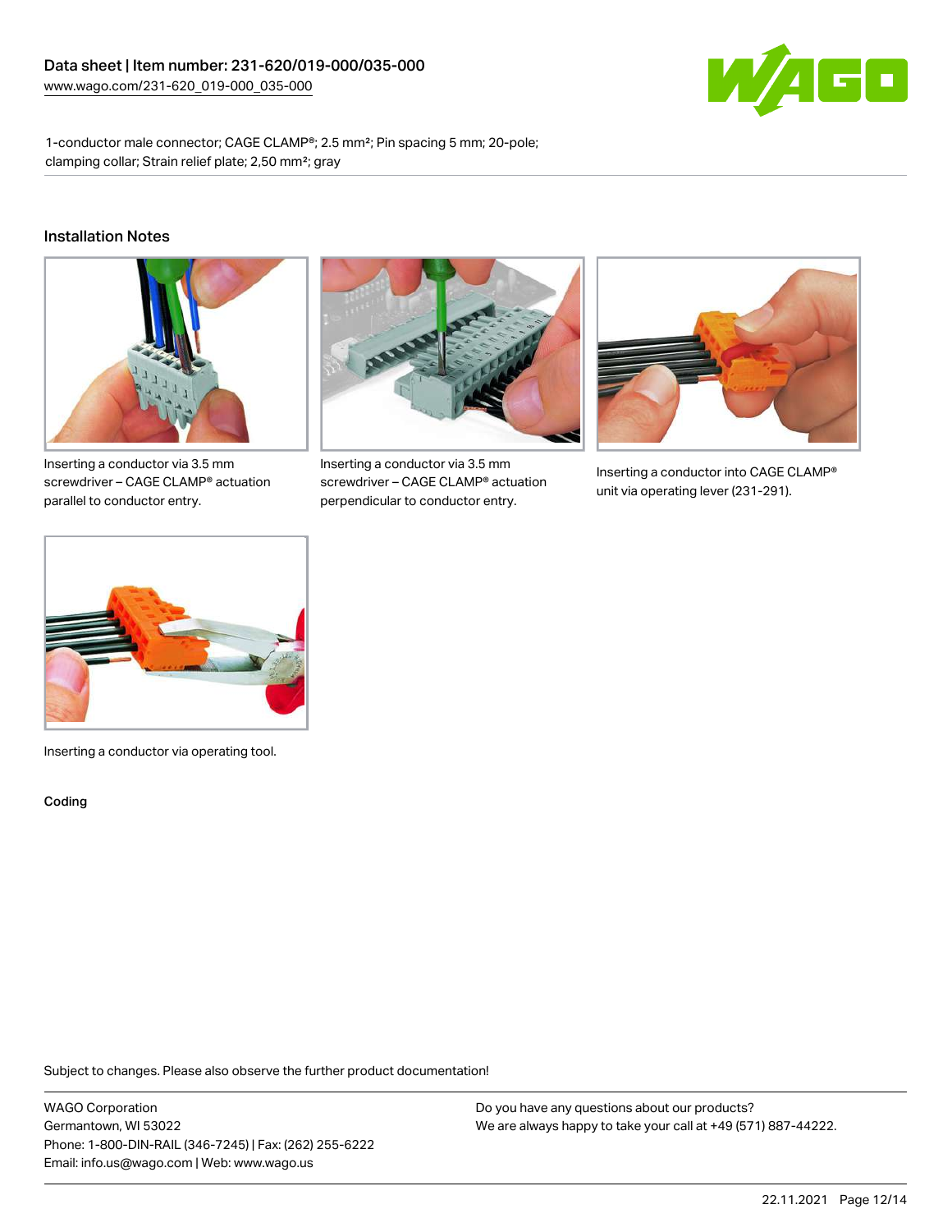1-conductor male connector; CAGE CLAMP®; 2.5 mm²; Pin spacing 5 mm; 20-pole; clamping collar; Strain relief plate; 2,50 mm²; gray

## Installation Notes

Inserting a conductor via 3.5 mm screwdriver – CAGE CLAMP® actuation parallel to conductor entry.

Inserting a conductor via 3.5 mm screwdriver – CAGE CLAMP® actuation perpendicular to conductor entry.

Inserting a conductor into CAGE CLAMP® unit via operating lever (231-291).

Inserting a conductor via operating tool.

## Coding

Subject to changes. Please also observe the further product documentation!

WAGO Corporation
Germantown, WI 53022
Phone: 1-800-DIN-RAIL (346-7245) | Fax: (262) 255-6222
Email: info.us@wago.com | Web: www.wago.us

Do you have any questions about our products?
We are always happy to take your call at +49 (571) 887-44222.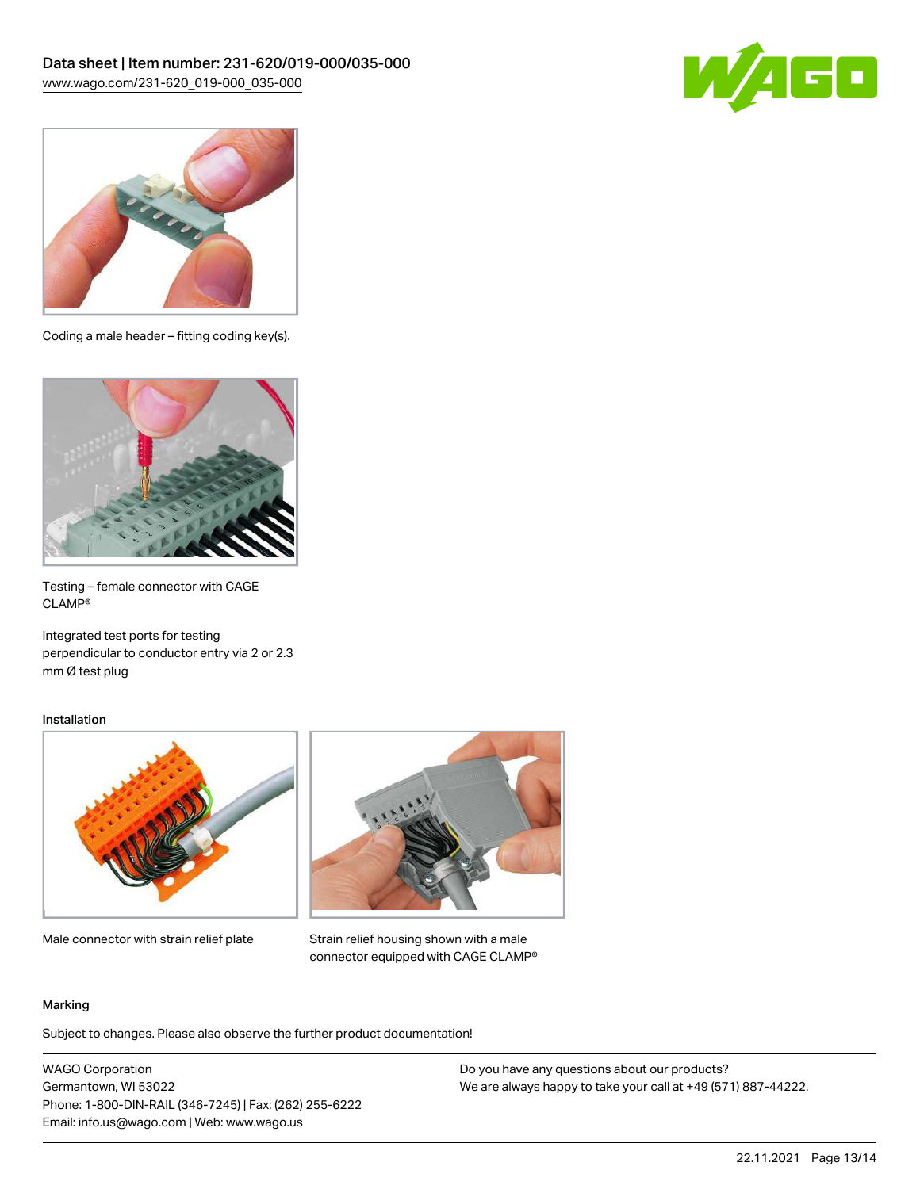Coding a male header – fitting coding key(s).

Testing – female connector with CAGE CLAMP®

Integrated test ports for testing perpendicular to conductor entry via 2 or 2.3 mm Ø test plug

### Installation

Male connector with strain relief plate

Strain relief housing shown with a male connector equipped with CAGE CLAMP®

### Marking

Subject to changes. Please also observe the further product documentation!

WAGO Corporation
Germantown, WI 53022
Phone: 1-800-DIN-RAIL (346-7245) | Fax: (262) 255-6222
Email: info.us@wago.com | Web: www.wago.us

Do you have any questions about our products?
We are always happy to take your call at +49 (571) 887-44222.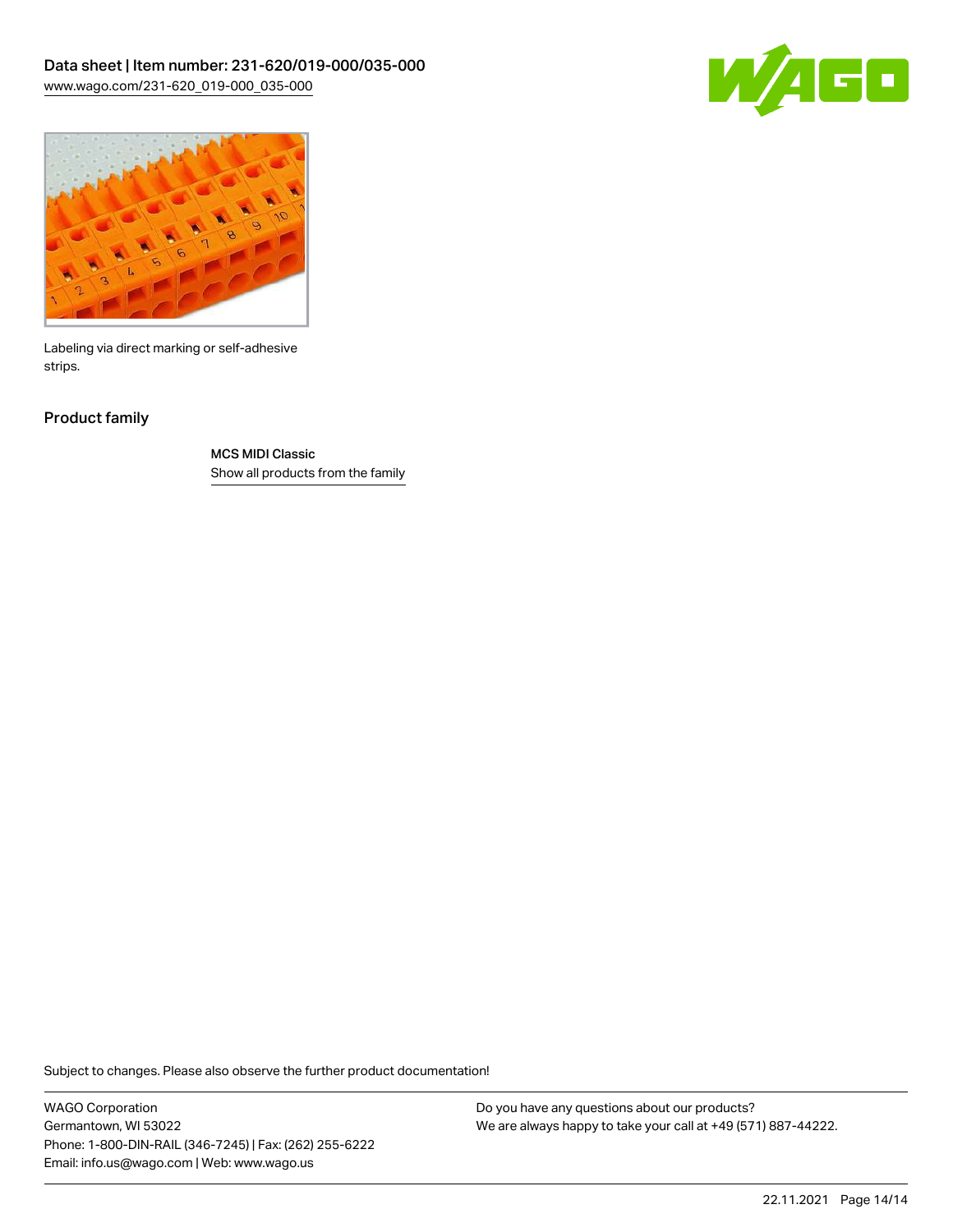Labeling via direct marking or self-adhesive strips.

## Product family

MCS MIDI Classic
Show all products from the family

Subject to changes. Please also observe the further product documentation!

WAGO Corporation
Germantown, WI 53022
Phone: 1-800-DIN-RAIL (346-7245) | Fax: (262) 255-6222
Email: info.us@wago.com | Web: www.wago.us

Do you have any questions about our products?
We are always happy to take your call at +49 (571) 887-44222.